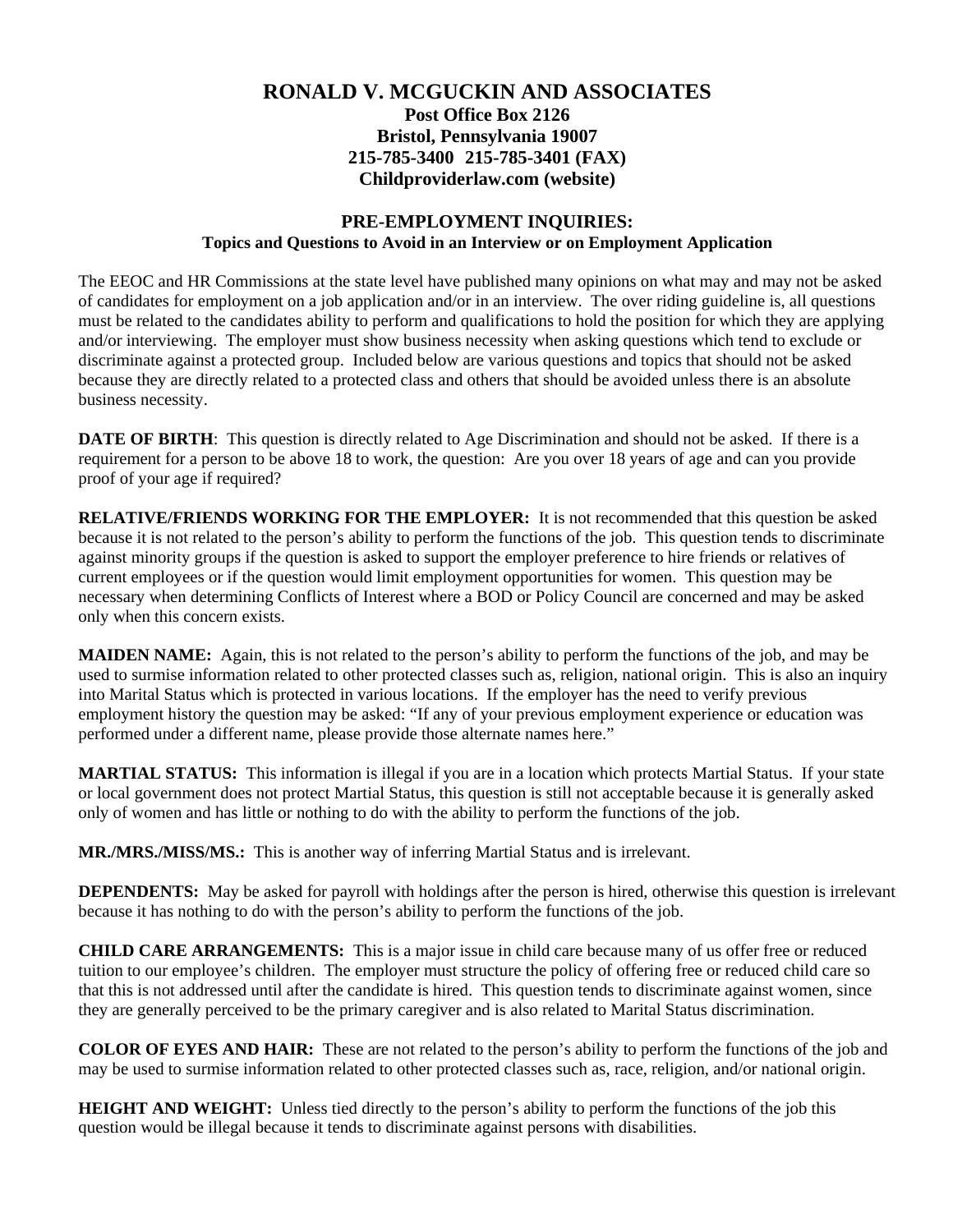# RONALD V. MCGUCKIN AND ASSOCIATES

**Post Office Box 2126**
**Bristol, Pennsylvania 19007**
**215-785-3400 215-785-3401 (FAX)**
**Childproviderlaw.com (website)**

## PRE-EMPLOYMENT INQUIRIES:

**Topics and Questions to Avoid in an Interview or on Employment Application**

The EEOC and HR Commissions at the state level have published many opinions on what may and may not be asked of candidates for employment on a job application and/or in an interview. The over riding guideline is, all questions must be related to the candidates ability to perform and qualifications to hold the position for which they are applying and/or interviewing. The employer must show business necessity when asking questions which tend to exclude or discriminate against a protected group. Included below are various questions and topics that should not be asked because they are directly related to a protected class and others that should be avoided unless there is an absolute business necessity.

**DATE OF BIRTH**: This question is directly related to Age Discrimination and should not be asked. If there is a requirement for a person to be above 18 to work, the question: Are you over 18 years of age and can you provide proof of your age if required?

**RELATIVE/FRIENDS WORKING FOR THE EMPLOYER:** It is not recommended that this question be asked because it is not related to the person's ability to perform the functions of the job. This question tends to discriminate against minority groups if the question is asked to support the employer preference to hire friends or relatives of current employees or if the question would limit employment opportunities for women. This question may be necessary when determining Conflicts of Interest where a BOD or Policy Council are concerned and may be asked only when this concern exists.

**MAIDEN NAME:** Again, this is not related to the person's ability to perform the functions of the job, and may be used to surmise information related to other protected classes such as, religion, national origin. This is also an inquiry into Marital Status which is protected in various locations. If the employer has the need to verify previous employment history the question may be asked: "If any of your previous employment experience or education was performed under a different name, please provide those alternate names here."

**MARTIAL STATUS:** This information is illegal if you are in a location which protects Martial Status. If your state or local government does not protect Martial Status, this question is still not acceptable because it is generally asked only of women and has little or nothing to do with the ability to perform the functions of the job.

**MR./MRS./MISS/MS.:** This is another way of inferring Martial Status and is irrelevant.

**DEPENDENTS:** May be asked for payroll with holdings after the person is hired, otherwise this question is irrelevant because it has nothing to do with the person's ability to perform the functions of the job.

**CHILD CARE ARRANGEMENTS:** This is a major issue in child care because many of us offer free or reduced tuition to our employee's children. The employer must structure the policy of offering free or reduced child care so that this is not addressed until after the candidate is hired. This question tends to discriminate against women, since they are generally perceived to be the primary caregiver and is also related to Marital Status discrimination.

**COLOR OF EYES AND HAIR:** These are not related to the person's ability to perform the functions of the job and may be used to surmise information related to other protected classes such as, race, religion, and/or national origin.

**HEIGHT AND WEIGHT:** Unless tied directly to the person's ability to perform the functions of the job this question would be illegal because it tends to discriminate against persons with disabilities.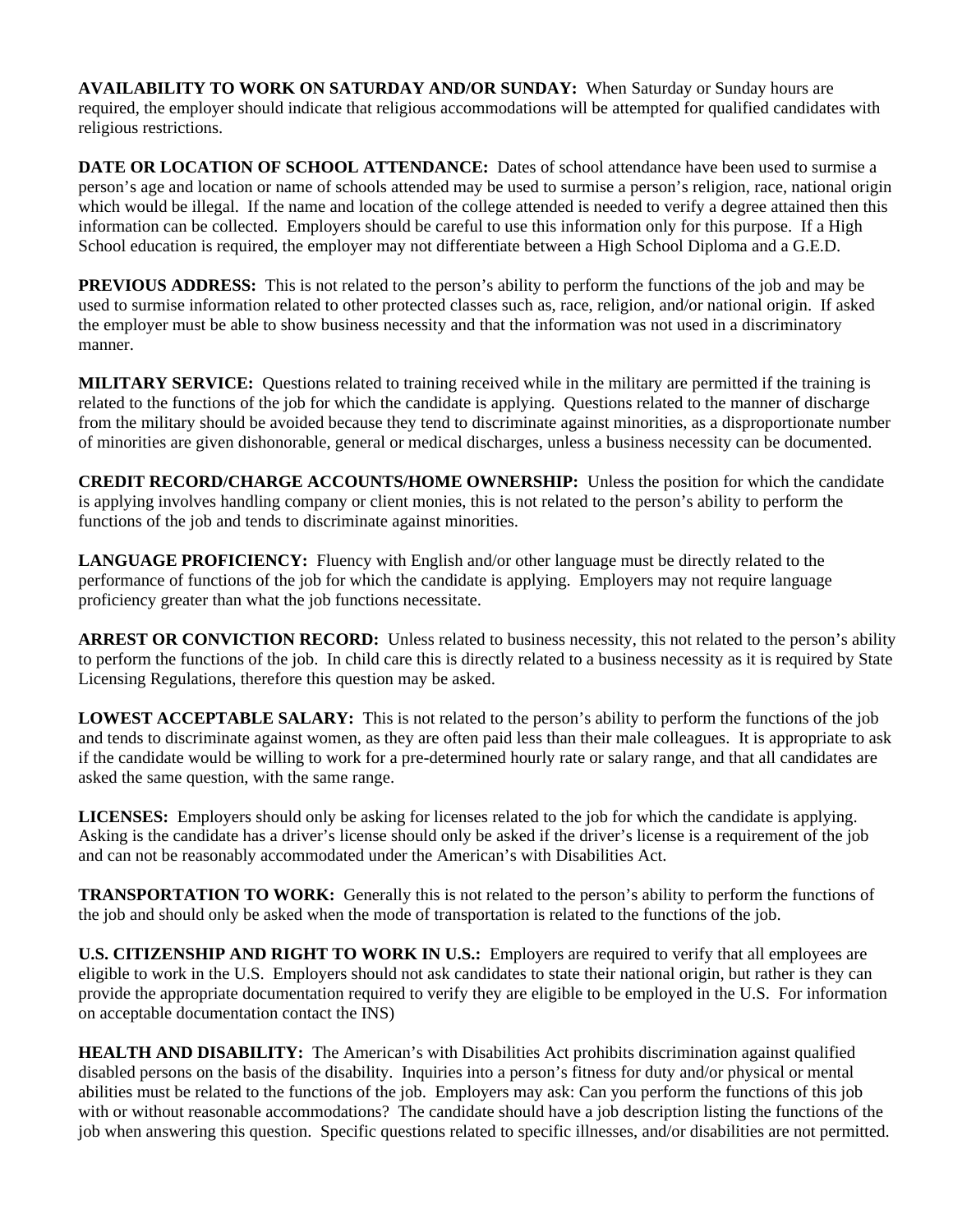**AVAILABILITY TO WORK ON SATURDAY AND/OR SUNDAY:** When Saturday or Sunday hours are required, the employer should indicate that religious accommodations will be attempted for qualified candidates with religious restrictions.

**DATE OR LOCATION OF SCHOOL ATTENDANCE:** Dates of school attendance have been used to surmise a person's age and location or name of schools attended may be used to surmise a person's religion, race, national origin which would be illegal. If the name and location of the college attended is needed to verify a degree attained then this information can be collected. Employers should be careful to use this information only for this purpose. If a High School education is required, the employer may not differentiate between a High School Diploma and a G.E.D.

**PREVIOUS ADDRESS:** This is not related to the person's ability to perform the functions of the job and may be used to surmise information related to other protected classes such as, race, religion, and/or national origin. If asked the employer must be able to show business necessity and that the information was not used in a discriminatory manner.

**MILITARY SERVICE:** Questions related to training received while in the military are permitted if the training is related to the functions of the job for which the candidate is applying. Questions related to the manner of discharge from the military should be avoided because they tend to discriminate against minorities, as a disproportionate number of minorities are given dishonorable, general or medical discharges, unless a business necessity can be documented.

**CREDIT RECORD/CHARGE ACCOUNTS/HOME OWNERSHIP:** Unless the position for which the candidate is applying involves handling company or client monies, this is not related to the person's ability to perform the functions of the job and tends to discriminate against minorities.

**LANGUAGE PROFICIENCY:** Fluency with English and/or other language must be directly related to the performance of functions of the job for which the candidate is applying. Employers may not require language proficiency greater than what the job functions necessitate.

**ARREST OR CONVICTION RECORD:** Unless related to business necessity, this not related to the person's ability to perform the functions of the job. In child care this is directly related to a business necessity as it is required by State Licensing Regulations, therefore this question may be asked.

**LOWEST ACCEPTABLE SALARY:** This is not related to the person's ability to perform the functions of the job and tends to discriminate against women, as they are often paid less than their male colleagues. It is appropriate to ask if the candidate would be willing to work for a pre-determined hourly rate or salary range, and that all candidates are asked the same question, with the same range.

**LICENSES:** Employers should only be asking for licenses related to the job for which the candidate is applying. Asking is the candidate has a driver's license should only be asked if the driver's license is a requirement of the job and can not be reasonably accommodated under the American's with Disabilities Act.

**TRANSPORTATION TO WORK:** Generally this is not related to the person's ability to perform the functions of the job and should only be asked when the mode of transportation is related to the functions of the job.

**U.S. CITIZENSHIP AND RIGHT TO WORK IN U.S.:** Employers are required to verify that all employees are eligible to work in the U.S. Employers should not ask candidates to state their national origin, but rather is they can provide the appropriate documentation required to verify they are eligible to be employed in the U.S. For information on acceptable documentation contact the INS)

**HEALTH AND DISABILITY:** The American's with Disabilities Act prohibits discrimination against qualified disabled persons on the basis of the disability. Inquiries into a person's fitness for duty and/or physical or mental abilities must be related to the functions of the job. Employers may ask: Can you perform the functions of this job with or without reasonable accommodations? The candidate should have a job description listing the functions of the job when answering this question. Specific questions related to specific illnesses, and/or disabilities are not permitted.